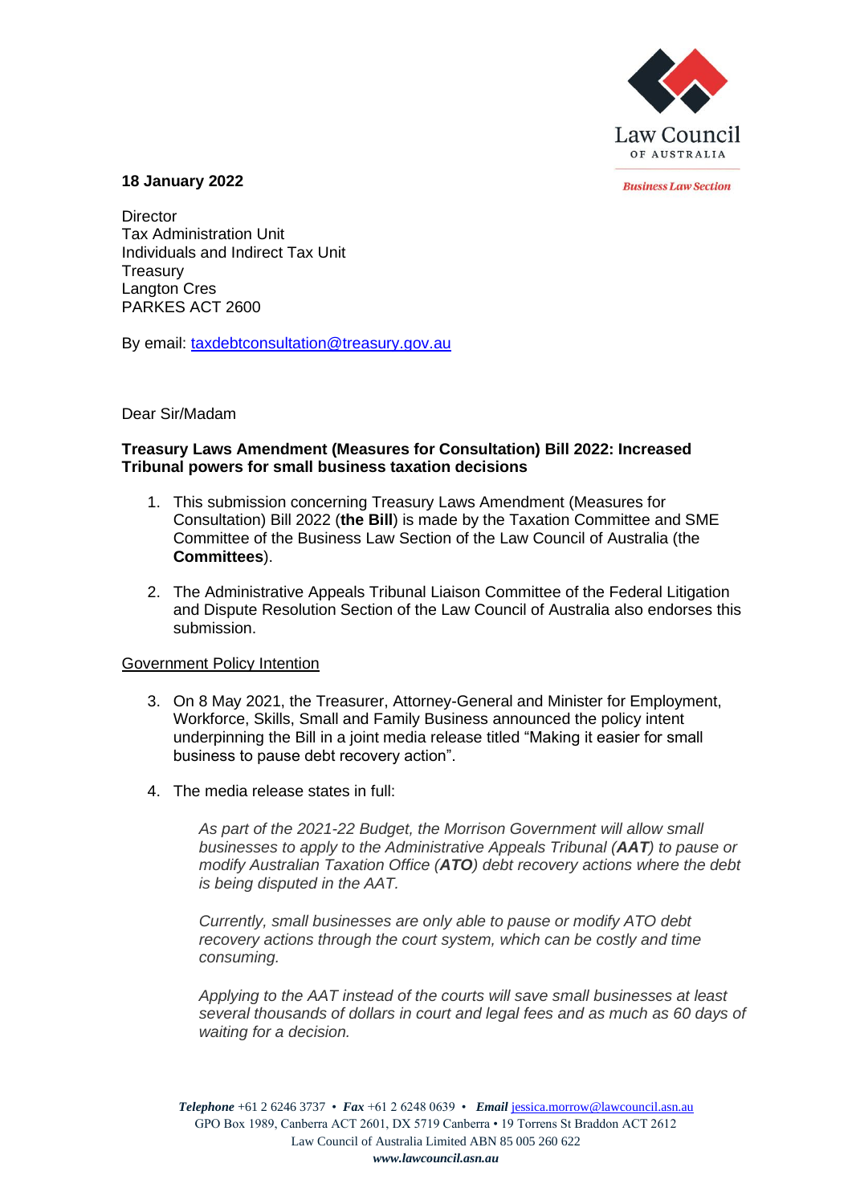Law Council OF AUSTRALIA

*Business Law Section*

**18 January 2022**

Director
Tax Administration Unit
Individuals and Indirect Tax Unit
Treasury
Langton Cres
PARKES ACT 2600

By email: taxdebtconsultation@treasury.gov.au

Dear Sir/Madam

**Treasury Laws Amendment (Measures for Consultation) Bill 2022: Increased Tribunal powers for small business taxation decisions**

1. This submission concerning Treasury Laws Amendment (Measures for Consultation) Bill 2022 (**the Bill**) is made by the Taxation Committee and SME Committee of the Business Law Section of the Law Council of Australia (the **Committees**).

2. The Administrative Appeals Tribunal Liaison Committee of the Federal Litigation and Dispute Resolution Section of the Law Council of Australia also endorses this submission.

Government Policy Intention

3. On 8 May 2021, the Treasurer, Attorney-General and Minister for Employment, Workforce, Skills, Small and Family Business announced the policy intent underpinning the Bill in a joint media release titled "Making it easier for small business to pause debt recovery action".

4. The media release states in full:

> *As part of the 2021-22 Budget, the Morrison Government will allow small businesses to apply to the Administrative Appeals Tribunal (**AAT**) to pause or modify Australian Taxation Office (**ATO**) debt recovery actions where the debt is being disputed in the AAT.*
>
> *Currently, small businesses are only able to pause or modify ATO debt recovery actions through the court system, which can be costly and time consuming.*
>
> *Applying to the AAT instead of the courts will save small businesses at least several thousands of dollars in court and legal fees and as much as 60 days of waiting for a decision.*

***Telephone*** +61 2 6246 3737 • ***Fax*** +61 2 6248 0639 • ***Email*** jessica.morrow@lawcouncil.asn.au
GPO Box 1989, Canberra ACT 2601, DX 5719 Canberra • 19 Torrens St Braddon ACT 2612
Law Council of Australia Limited ABN 85 005 260 622
***www.lawcouncil.asn.au***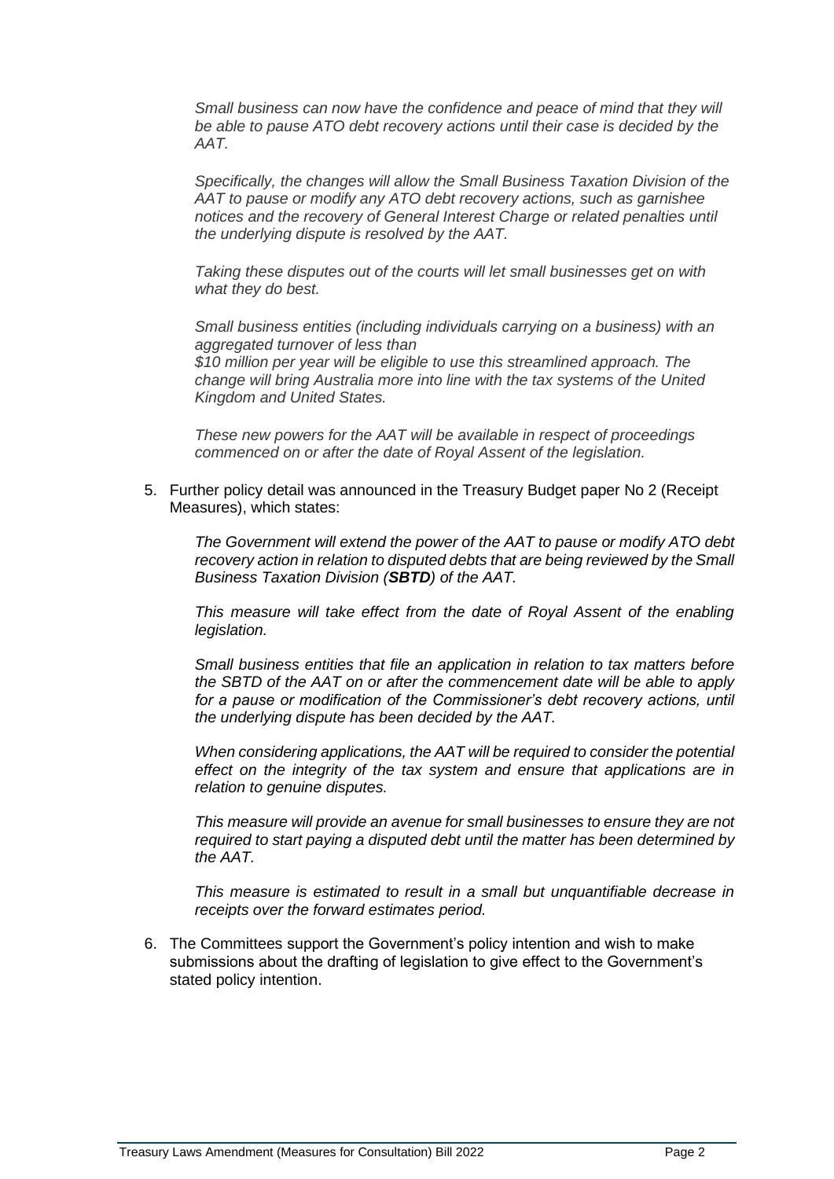*Small business can now have the confidence and peace of mind that they will be able to pause ATO debt recovery actions until their case is decided by the AAT.*

*Specifically, the changes will allow the Small Business Taxation Division of the AAT to pause or modify any ATO debt recovery actions, such as garnishee notices and the recovery of General Interest Charge or related penalties until the underlying dispute is resolved by the AAT.*

*Taking these disputes out of the courts will let small businesses get on with what they do best.*

*Small business entities (including individuals carrying on a business) with an aggregated turnover of less than $10 million per year will be eligible to use this streamlined approach. The change will bring Australia more into line with the tax systems of the United Kingdom and United States.*

*These new powers for the AAT will be available in respect of proceedings commenced on or after the date of Royal Assent of the legislation.*

5. Further policy detail was announced in the Treasury Budget paper No 2 (Receipt Measures), which states:

   *The Government will extend the power of the AAT to pause or modify ATO debt recovery action in relation to disputed debts that are being reviewed by the Small Business Taxation Division (**SBTD**) of the AAT.*

   *This measure will take effect from the date of Royal Assent of the enabling legislation.*

   *Small business entities that file an application in relation to tax matters before the SBTD of the AAT on or after the commencement date will be able to apply for a pause or modification of the Commissioner's debt recovery actions, until the underlying dispute has been decided by the AAT.*

   *When considering applications, the AAT will be required to consider the potential effect on the integrity of the tax system and ensure that applications are in relation to genuine disputes.*

   *This measure will provide an avenue for small businesses to ensure they are not required to start paying a disputed debt until the matter has been determined by the AAT.*

   *This measure is estimated to result in a small but unquantifiable decrease in receipts over the forward estimates period.*

6. The Committees support the Government's policy intention and wish to make submissions about the drafting of legislation to give effect to the Government's stated policy intention.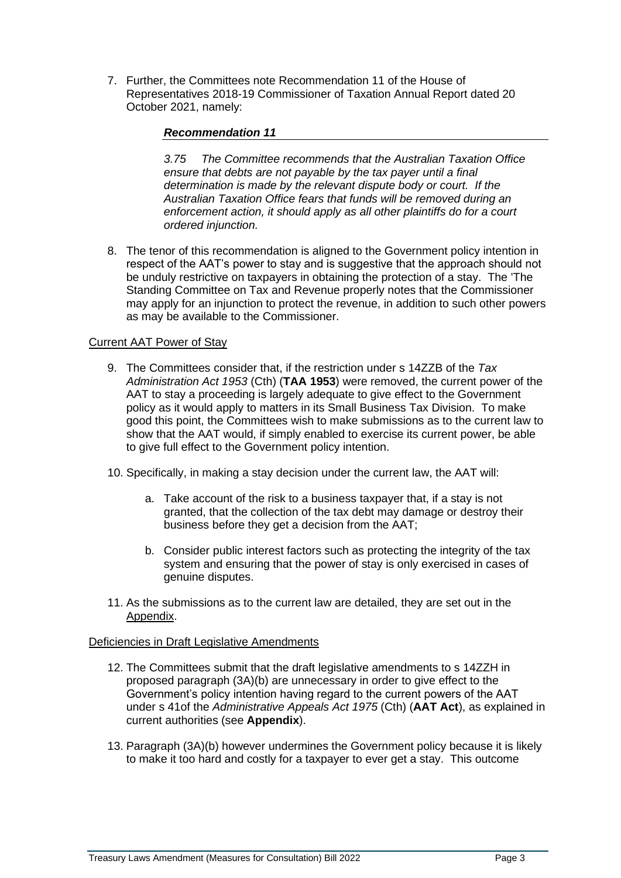7. Further, the Committees note Recommendation 11 of the House of Representatives 2018-19 Commissioner of Taxation Annual Report dated 20 October 2021, namely:

   ***Recommendation 11***

   *3.75 The Committee recommends that the Australian Taxation Office ensure that debts are not payable by the tax payer until a final determination is made by the relevant dispute body or court. If the Australian Taxation Office fears that funds will be removed during an enforcement action, it should apply as all other plaintiffs do for a court ordered injunction.*

8. The tenor of this recommendation is aligned to the Government policy intention in respect of the AAT's power to stay and is suggestive that the approach should not be unduly restrictive on taxpayers in obtaining the protection of a stay. The 'The Standing Committee on Tax and Revenue properly notes that the Commissioner may apply for an injunction to protect the revenue, in addition to such other powers as may be available to the Commissioner.

Current AAT Power of Stay

9. The Committees consider that, if the restriction under s 14ZZB of the *Tax Administration Act 1953* (Cth) (**TAA 1953**) were removed, the current power of the AAT to stay a proceeding is largely adequate to give effect to the Government policy as it would apply to matters in its Small Business Tax Division. To make good this point, the Committees wish to make submissions as to the current law to show that the AAT would, if simply enabled to exercise its current power, be able to give full effect to the Government policy intention.

10. Specifically, in making a stay decision under the current law, the AAT will:

    a. Take account of the risk to a business taxpayer that, if a stay is not granted, that the collection of the tax debt may damage or destroy their business before they get a decision from the AAT;

    b. Consider public interest factors such as protecting the integrity of the tax system and ensuring that the power of stay is only exercised in cases of genuine disputes.

11. As the submissions as to the current law are detailed, they are set out in the Appendix.

Deficiencies in Draft Legislative Amendments

12. The Committees submit that the draft legislative amendments to s 14ZZH in proposed paragraph (3A)(b) are unnecessary in order to give effect to the Government's policy intention having regard to the current powers of the AAT under s 41of the *Administrative Appeals Act 1975* (Cth) (**AAT Act**), as explained in current authorities (see **Appendix**).

13. Paragraph (3A)(b) however undermines the Government policy because it is likely to make it too hard and costly for a taxpayer to ever get a stay. This outcome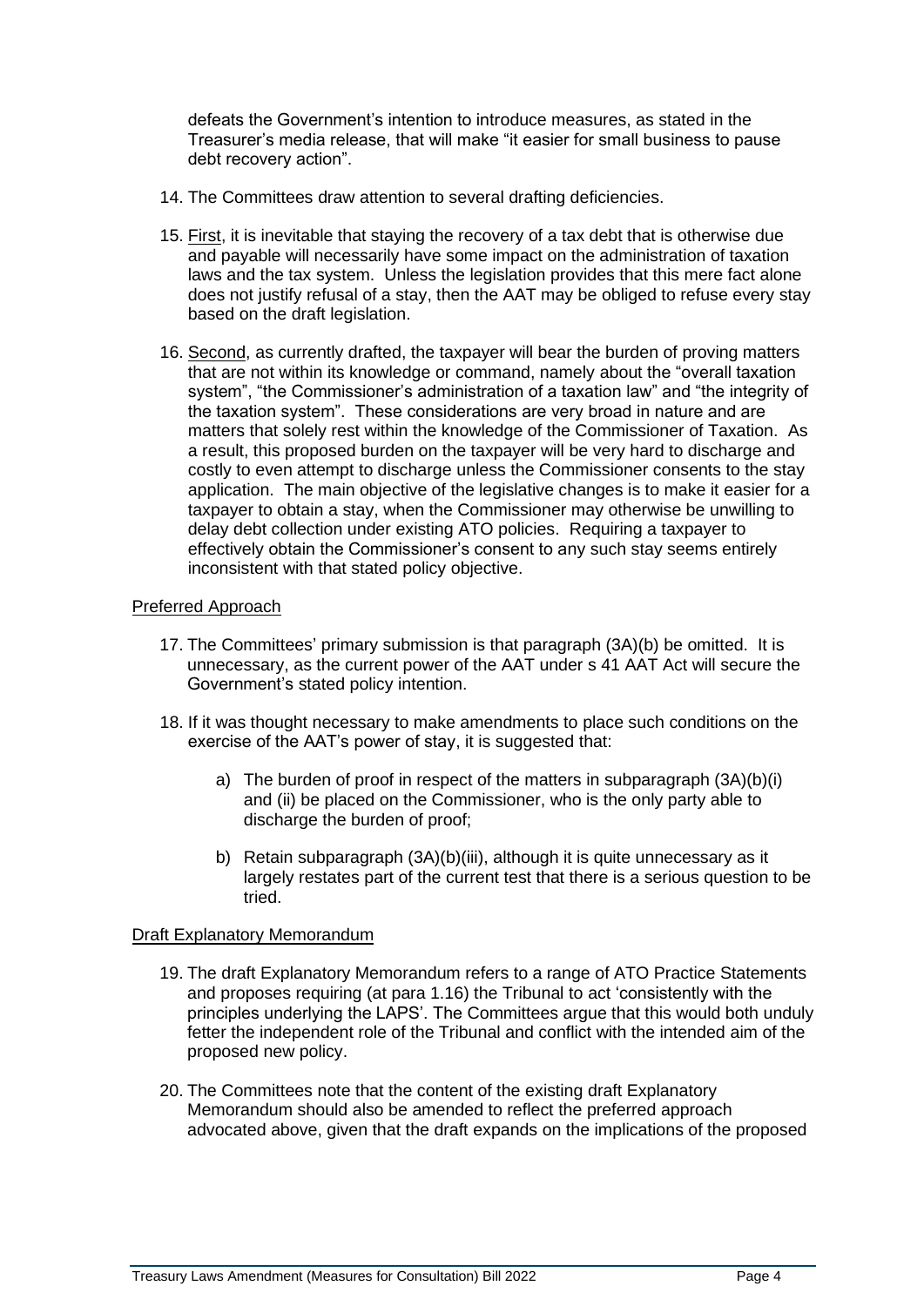defeats the Government's intention to introduce measures, as stated in the Treasurer's media release, that will make "it easier for small business to pause debt recovery action".

14. The Committees draw attention to several drafting deficiencies.

15. First, it is inevitable that staying the recovery of a tax debt that is otherwise due and payable will necessarily have some impact on the administration of taxation laws and the tax system. Unless the legislation provides that this mere fact alone does not justify refusal of a stay, then the AAT may be obliged to refuse every stay based on the draft legislation.

16. Second, as currently drafted, the taxpayer will bear the burden of proving matters that are not within its knowledge or command, namely about the "overall taxation system", "the Commissioner's administration of a taxation law" and "the integrity of the taxation system". These considerations are very broad in nature and are matters that solely rest within the knowledge of the Commissioner of Taxation. As a result, this proposed burden on the taxpayer will be very hard to discharge and costly to even attempt to discharge unless the Commissioner consents to the stay application. The main objective of the legislative changes is to make it easier for a taxpayer to obtain a stay, when the Commissioner may otherwise be unwilling to delay debt collection under existing ATO policies. Requiring a taxpayer to effectively obtain the Commissioner's consent to any such stay seems entirely inconsistent with that stated policy objective.

## Preferred Approach

17. The Committees' primary submission is that paragraph (3A)(b) be omitted. It is unnecessary, as the current power of the AAT under s 41 AAT Act will secure the Government's stated policy intention.

18. If it was thought necessary to make amendments to place such conditions on the exercise of the AAT's power of stay, it is suggested that:

    a) The burden of proof in respect of the matters in subparagraph (3A)(b)(i) and (ii) be placed on the Commissioner, who is the only party able to discharge the burden of proof;

    b) Retain subparagraph (3A)(b)(iii), although it is quite unnecessary as it largely restates part of the current test that there is a serious question to be tried.

## Draft Explanatory Memorandum

19. The draft Explanatory Memorandum refers to a range of ATO Practice Statements and proposes requiring (at para 1.16) the Tribunal to act 'consistently with the principles underlying the LAPS'. The Committees argue that this would both unduly fetter the independent role of the Tribunal and conflict with the intended aim of the proposed new policy.

20. The Committees note that the content of the existing draft Explanatory Memorandum should also be amended to reflect the preferred approach advocated above, given that the draft expands on the implications of the proposed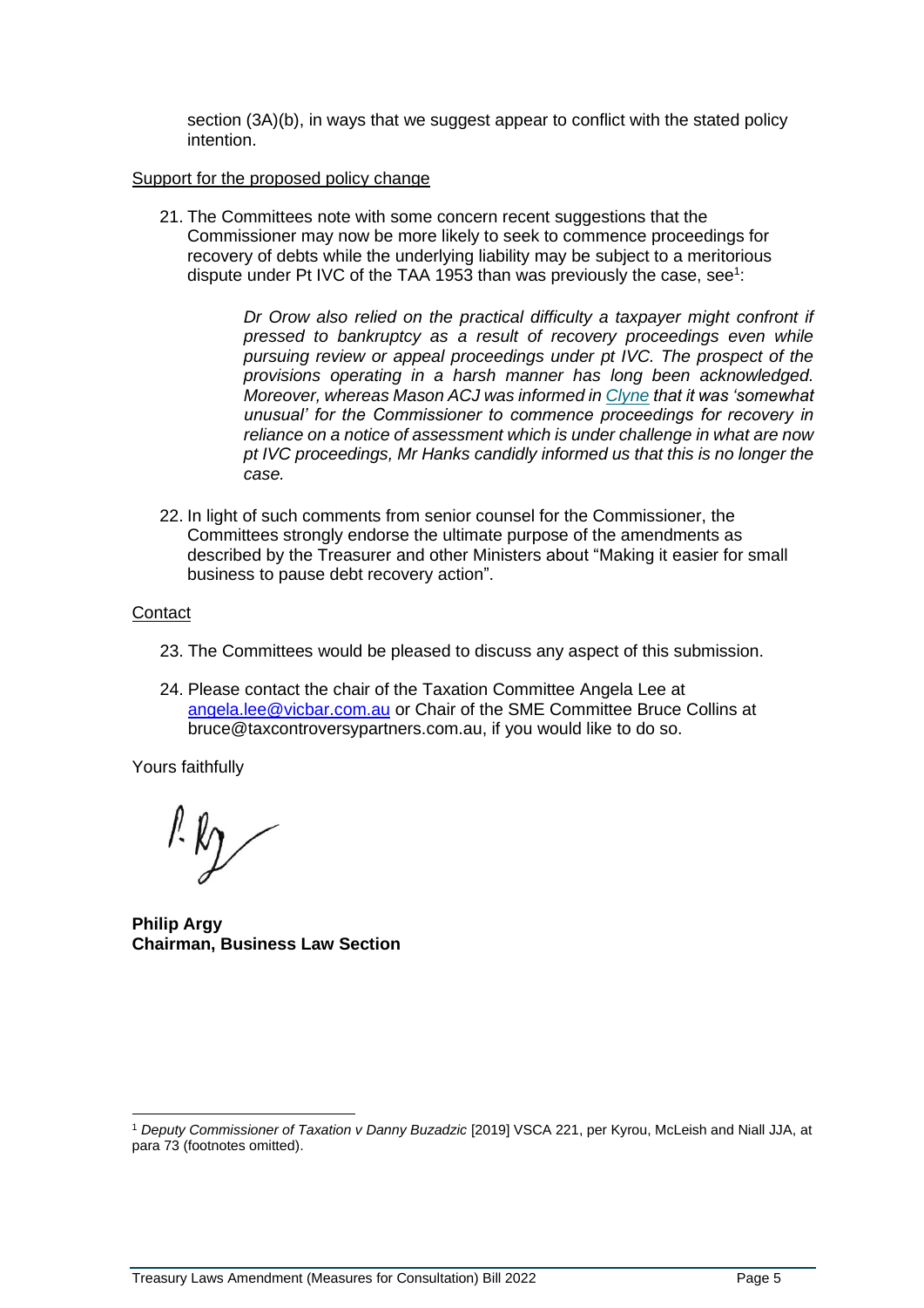section (3A)(b), in ways that we suggest appear to conflict with the stated policy intention.

Support for the proposed policy change

21. The Committees note with some concern recent suggestions that the Commissioner may now be more likely to seek to commence proceedings for recovery of debts while the underlying liability may be subject to a meritorious dispute under Pt IVC of the TAA 1953 than was previously the case, see[1]:

> *Dr Orow also relied on the practical difficulty a taxpayer might confront if pressed to bankruptcy as a result of recovery proceedings even while pursuing review or appeal proceedings under pt IVC. The prospect of the provisions operating in a harsh manner has long been acknowledged. Moreover, whereas Mason ACJ was informed in Clyne that it was 'somewhat unusual' for the Commissioner to commence proceedings for recovery in reliance on a notice of assessment which is under challenge in what are now pt IVC proceedings, Mr Hanks candidly informed us that this is no longer the case.*

22. In light of such comments from senior counsel for the Commissioner, the Committees strongly endorse the ultimate purpose of the amendments as described by the Treasurer and other Ministers about "Making it easier for small business to pause debt recovery action".

Contact

23. The Committees would be pleased to discuss any aspect of this submission.

24. Please contact the chair of the Taxation Committee Angela Lee at angela.lee@vicbar.com.au or Chair of the SME Committee Bruce Collins at bruce@taxcontroversypartners.com.au, if you would like to do so.

Yours faithfully

**Philip Argy**
**Chairman, Business Law Section**

[1] *Deputy Commissioner of Taxation v Danny Buzadzic* [2019] VSCA 221, per Kyrou, McLeish and Niall JJA, at para 73 (footnotes omitted).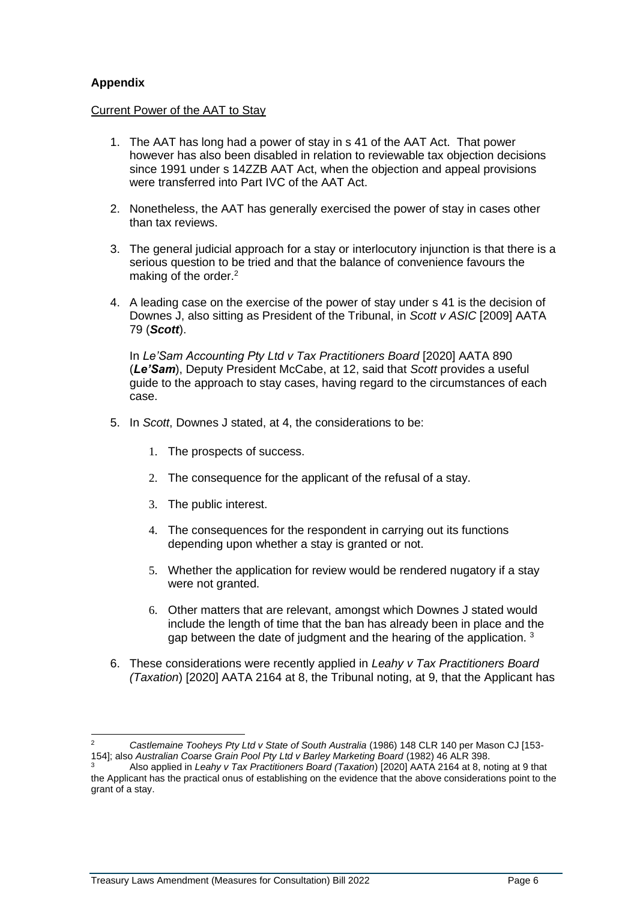**Appendix**

Current Power of the AAT to Stay

1. The AAT has long had a power of stay in s 41 of the AAT Act. That power however has also been disabled in relation to reviewable tax objection decisions since 1991 under s 14ZZB AAT Act, when the objection and appeal provisions were transferred into Part IVC of the AAT Act.

2. Nonetheless, the AAT has generally exercised the power of stay in cases other than tax reviews.

3. The general judicial approach for a stay or interlocutory injunction is that there is a serious question to be tried and that the balance of convenience favours the making of the order.[2]

4. A leading case on the exercise of the power of stay under s 41 is the decision of Downes J, also sitting as President of the Tribunal, in *Scott v ASIC* [2009] AATA 79 (***Scott***).

   In *Le'Sam Accounting Pty Ltd v Tax Practitioners Board* [2020] AATA 890 (***Le'Sam***), Deputy President McCabe, at 12, said that *Scott* provides a useful guide to the approach to stay cases, having regard to the circumstances of each case.

5. In *Scott*, Downes J stated, at 4, the considerations to be:

   1. The prospects of success.
   2. The consequence for the applicant of the refusal of a stay.
   3. The public interest.
   4. The consequences for the respondent in carrying out its functions depending upon whether a stay is granted or not.
   5. Whether the application for review would be rendered nugatory if a stay were not granted.
   6. Other matters that are relevant, amongst which Downes J stated would include the length of time that the ban has already been in place and the gap between the date of judgment and the hearing of the application. [3]

6. These considerations were recently applied in *Leahy v Tax Practitioners Board (Taxation*) [2020] AATA 2164 at 8, the Tribunal noting, at 9, that the Applicant has

---

[2] *Castlemaine Tooheys Pty Ltd v State of South Australia* (1986) 148 CLR 140 per Mason CJ [153-154]; also *Australian Coarse Grain Pool Pty Ltd v Barley Marketing Board* (1982) 46 ALR 398.

[3] Also applied in *Leahy v Tax Practitioners Board (Taxation*) [2020] AATA 2164 at 8, noting at 9 that the Applicant has the practical onus of establishing on the evidence that the above considerations point to the grant of a stay.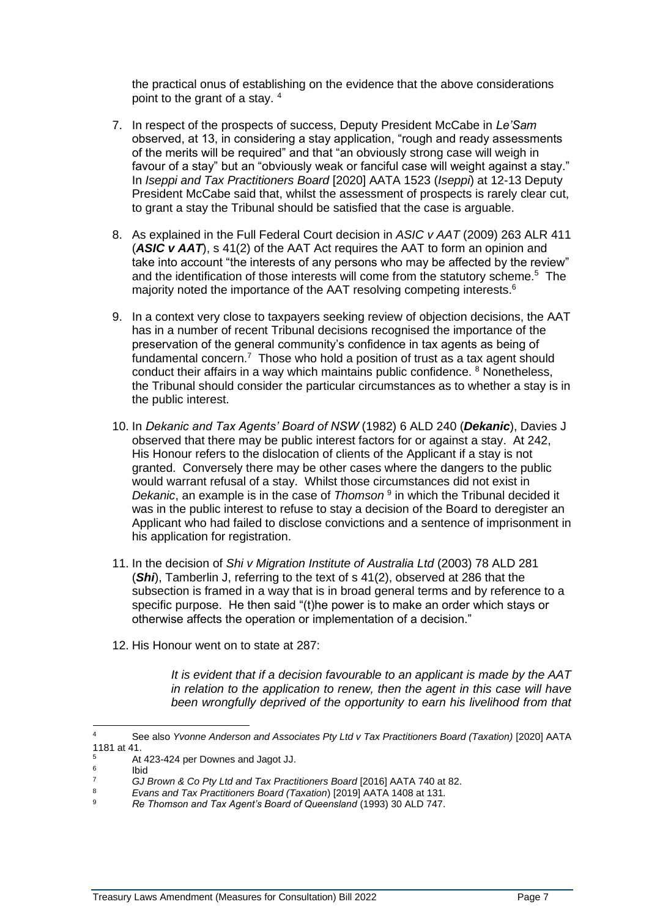the practical onus of establishing on the evidence that the above considerations point to the grant of a stay. [4]

7. In respect of the prospects of success, Deputy President McCabe in *Le'Sam* observed, at 13, in considering a stay application, "rough and ready assessments of the merits will be required" and that "an obviously strong case will weigh in favour of a stay" but an "obviously weak or fanciful case will weight against a stay." In *Iseppi and Tax Practitioners Board* [2020] AATA 1523 (*Iseppi*) at 12-13 Deputy President McCabe said that, whilst the assessment of prospects is rarely clear cut, to grant a stay the Tribunal should be satisfied that the case is arguable.

8. As explained in the Full Federal Court decision in *ASIC v AAT* (2009) 263 ALR 411 (***ASIC v AAT***), s 41(2) of the AAT Act requires the AAT to form an opinion and take into account "the interests of any persons who may be affected by the review" and the identification of those interests will come from the statutory scheme.[5] The majority noted the importance of the AAT resolving competing interests.[6]

9. In a context very close to taxpayers seeking review of objection decisions, the AAT has in a number of recent Tribunal decisions recognised the importance of the preservation of the general community's confidence in tax agents as being of fundamental concern.[7] Those who hold a position of trust as a tax agent should conduct their affairs in a way which maintains public confidence. [8] Nonetheless, the Tribunal should consider the particular circumstances as to whether a stay is in the public interest.

10. In *Dekanic and Tax Agents' Board of NSW* (1982) 6 ALD 240 (***Dekanic***), Davies J observed that there may be public interest factors for or against a stay. At 242, His Honour refers to the dislocation of clients of the Applicant if a stay is not granted. Conversely there may be other cases where the dangers to the public would warrant refusal of a stay. Whilst those circumstances did not exist in *Dekanic*, an example is in the case of *Thomson* [9] in which the Tribunal decided it was in the public interest to refuse to stay a decision of the Board to deregister an Applicant who had failed to disclose convictions and a sentence of imprisonment in his application for registration.

11. In the decision of *Shi v Migration Institute of Australia Ltd* (2003) 78 ALD 281 (***Shi***), Tamberlin J, referring to the text of s 41(2), observed at 286 that the subsection is framed in a way that is in broad general terms and by reference to a specific purpose. He then said "(t)he power is to make an order which stays or otherwise affects the operation or implementation of a decision."

12. His Honour went on to state at 287:

> *It is evident that if a decision favourable to an applicant is made by the AAT in relation to the application to renew, then the agent in this case will have been wrongfully deprived of the opportunity to earn his livelihood from that*

---

[4] See also *Yvonne Anderson and Associates Pty Ltd v Tax Practitioners Board (Taxation)* [2020] AATA 1181 at 41.

[5] At 423-424 per Downes and Jagot JJ.

[6] Ibid

[7] *GJ Brown & Co Pty Ltd and Tax Practitioners Board* [2016] AATA 740 at 82.

[8] *Evans and Tax Practitioners Board (Taxation*) [2019] AATA 1408 at 131*.*

[9] *Re Thomson and Tax Agent's Board of Queensland* (1993) 30 ALD 747.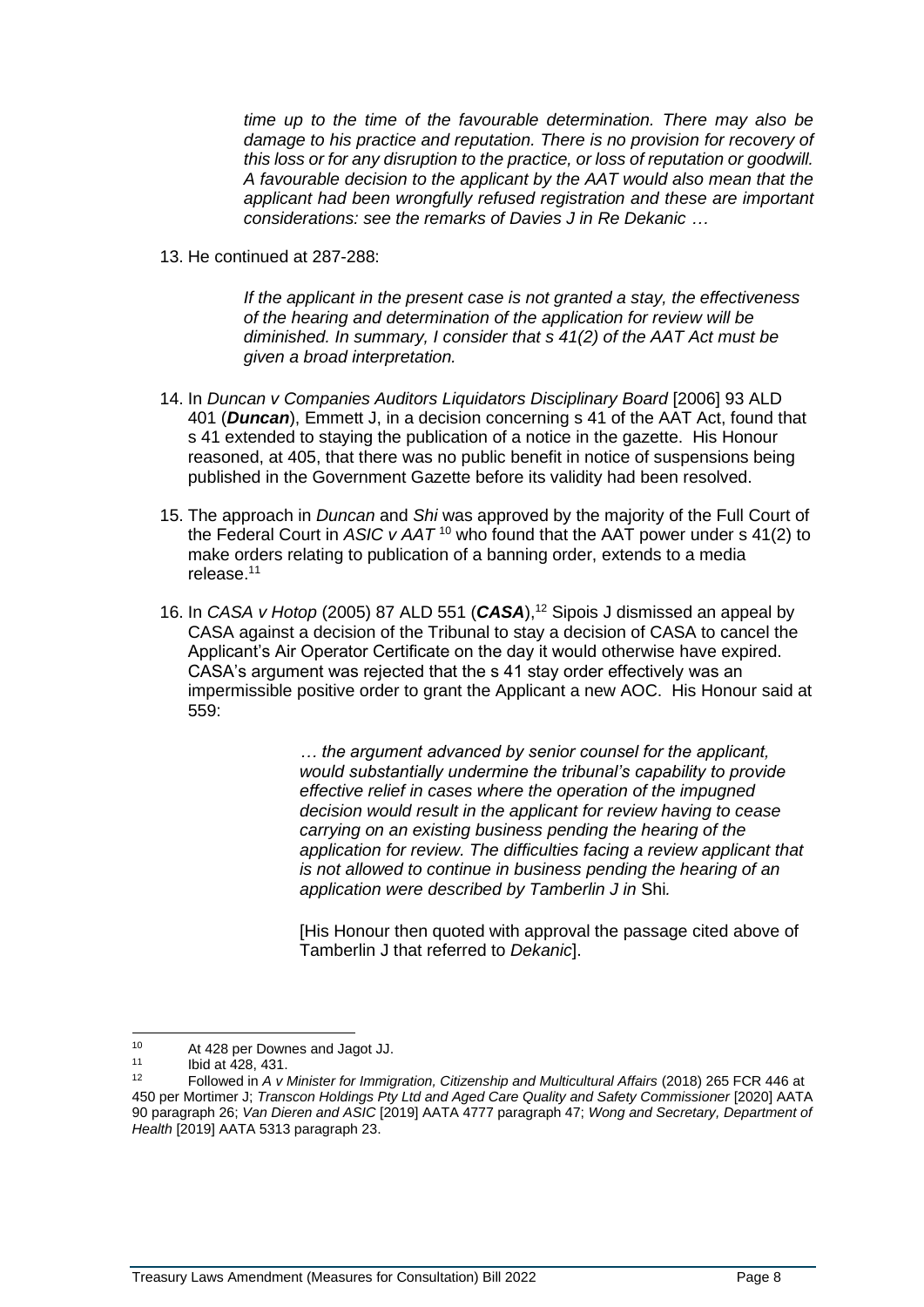*time up to the time of the favourable determination. There may also be damage to his practice and reputation. There is no provision for recovery of this loss or for any disruption to the practice, or loss of reputation or goodwill. A favourable decision to the applicant by the AAT would also mean that the applicant had been wrongfully refused registration and these are important considerations: see the remarks of Davies J in Re Dekanic …*

13. He continued at 287-288:

> *If the applicant in the present case is not granted a stay, the effectiveness of the hearing and determination of the application for review will be diminished. In summary, I consider that s 41(2) of the AAT Act must be given a broad interpretation.*

14. In *Duncan v Companies Auditors Liquidators Disciplinary Board* [2006] 93 ALD 401 (***Duncan***), Emmett J, in a decision concerning s 41 of the AAT Act, found that s 41 extended to staying the publication of a notice in the gazette. His Honour reasoned, at 405, that there was no public benefit in notice of suspensions being published in the Government Gazette before its validity had been resolved.

15. The approach in *Duncan* and *Shi* was approved by the majority of the Full Court of the Federal Court in *ASIC v AAT* [10] who found that the AAT power under s 41(2) to make orders relating to publication of a banning order, extends to a media release.[11]

16. In *CASA v Hotop* (2005) 87 ALD 551 (***CASA***),[12] Sipois J dismissed an appeal by CASA against a decision of the Tribunal to stay a decision of CASA to cancel the Applicant's Air Operator Certificate on the day it would otherwise have expired. CASA's argument was rejected that the s 41 stay order effectively was an impermissible positive order to grant the Applicant a new AOC. His Honour said at 559:

> *… the argument advanced by senior counsel for the applicant, would substantially undermine the tribunal's capability to provide effective relief in cases where the operation of the impugned decision would result in the applicant for review having to cease carrying on an existing business pending the hearing of the application for review. The difficulties facing a review applicant that is not allowed to continue in business pending the hearing of an application were described by Tamberlin J in* Shi*.*
>
> [His Honour then quoted with approval the passage cited above of Tamberlin J that referred to *Dekanic*].

---

[10] At 428 per Downes and Jagot JJ.

[11] Ibid at 428, 431.

[12] Followed in *A v Minister for Immigration, Citizenship and Multicultural Affairs* (2018) 265 FCR 446 at 450 per Mortimer J; *Transcon Holdings Pty Ltd and Aged Care Quality and Safety Commissioner* [2020] AATA 90 paragraph 26; *Van Dieren and ASIC* [2019] AATA 4777 paragraph 47; *Wong and Secretary, Department of Health* [2019] AATA 5313 paragraph 23.